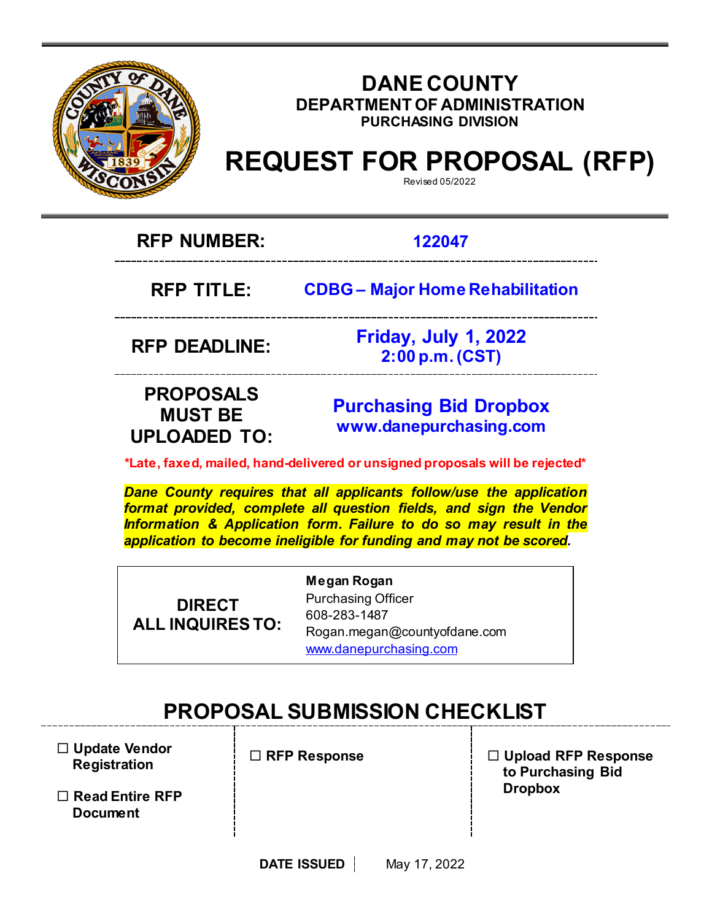# DANE COUNTY

## DEPARTMENT OF ADMINISTRATION

### PURCHASING DIVISION

# REQUEST FOR PROPOSAL (RFP)

Revised 05/2022

| | |
|---|---|
| **RFP NUMBER:** | **122047** |
| **RFP TITLE:** | **CDBG – Major Home Rehabilitation** |
| **RFP DEADLINE:** | **Friday, July 1, 2022**<br>**2:00 p.m. (CST)** |
| **PROPOSALS MUST BE UPLOADED TO:** | **Purchasing Bid Dropbox**<br>**www.danepurchasing.com** |

**\*Late, faxed, mailed, hand-delivered or unsigned proposals will be rejected\***

***Dane County requires that all applicants follow/use the application format provided, complete all question fields, and sign the Vendor Information & Application form. Failure to do so may result in the application to become ineligible for funding and may not be scored.***

| | |
|---|---|
| **DIRECT ALL INQUIRES TO:** | **Megan Rogan**<br>Purchasing Officer<br>608-283-1487<br>Rogan.megan@countyofdane.com<br>www.danepurchasing.com |

## PROPOSAL SUBMISSION CHECKLIST

| | | |
|---|---|---|
| ☐ **Update Vendor Registration**<br><br>☐ **Read Entire RFP Document** | ☐ **RFP Response** | ☐ **Upload RFP Response to Purchasing Bid Dropbox** |

**DATE ISSUED** | May 17, 2022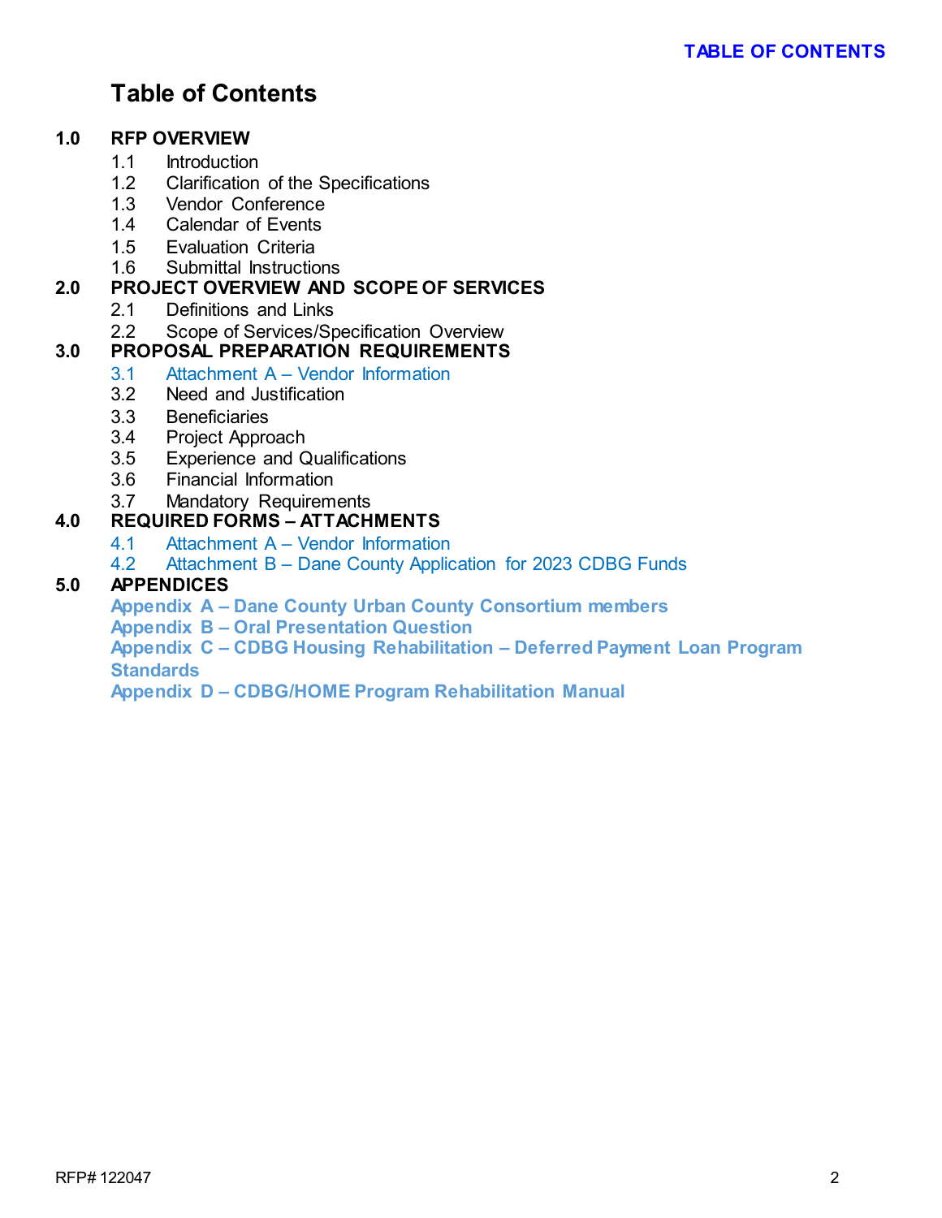# Table of Contents

**1.0 RFP OVERVIEW**

- 1.1 Introduction
- 1.2 Clarification of the Specifications
- 1.3 Vendor Conference
- 1.4 Calendar of Events
- 1.5 Evaluation Criteria
- 1.6 Submittal Instructions

**2.0 PROJECT OVERVIEW AND SCOPE OF SERVICES**

- 2.1 Definitions and Links
- 2.2 Scope of Services/Specification Overview

**3.0 PROPOSAL PREPARATION REQUIREMENTS**

- 3.1 Attachment A – Vendor Information
- 3.2 Need and Justification
- 3.3 Beneficiaries
- 3.4 Project Approach
- 3.5 Experience and Qualifications
- 3.6 Financial Information
- 3.7 Mandatory Requirements

**4.0 REQUIRED FORMS – ATTACHMENTS**

- 4.1 Attachment A – Vendor Information
- 4.2 Attachment B – Dane County Application for 2023 CDBG Funds

**5.0 APPENDICES**

**Appendix A – Dane County Urban County Consortium members**
**Appendix B – Oral Presentation Question**
**Appendix C – CDBG Housing Rehabilitation – Deferred Payment Loan Program Standards**
**Appendix D – CDBG/HOME Program Rehabilitation Manual**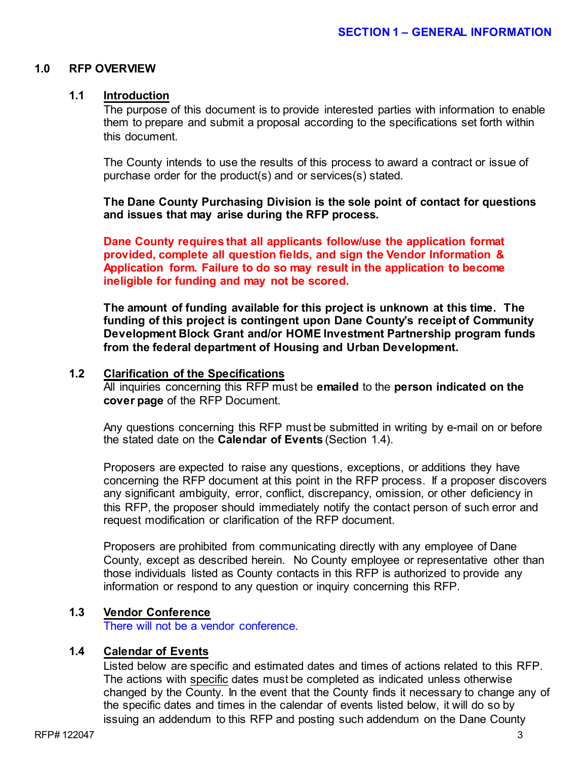## SECTION 1 – GENERAL INFORMATION

### 1.0 RFP OVERVIEW

#### 1.1 Introduction

The purpose of this document is to provide interested parties with information to enable them to prepare and submit a proposal according to the specifications set forth within this document.

The County intends to use the results of this process to award a contract or issue of purchase order for the product(s) and or services(s) stated.

**The Dane County Purchasing Division is the sole point of contact for questions and issues that may arise during the RFP process.**

**Dane County requires that all applicants follow/use the application format provided, complete all question fields, and sign the Vendor Information & Application form. Failure to do so may result in the application to become ineligible for funding and may not be scored.**

**The amount of funding available for this project is unknown at this time. The funding of this project is contingent upon Dane County's receipt of Community Development Block Grant and/or HOME Investment Partnership program funds from the federal department of Housing and Urban Development.**

#### 1.2 Clarification of the Specifications

All inquiries concerning this RFP must be **emailed** to the **person indicated on the cover page** of the RFP Document.

Any questions concerning this RFP must be submitted in writing by e-mail on or before the stated date on the **Calendar of Events** (Section 1.4).

Proposers are expected to raise any questions, exceptions, or additions they have concerning the RFP document at this point in the RFP process. If a proposer discovers any significant ambiguity, error, conflict, discrepancy, omission, or other deficiency in this RFP, the proposer should immediately notify the contact person of such error and request modification or clarification of the RFP document.

Proposers are prohibited from communicating directly with any employee of Dane County, except as described herein. No County employee or representative other than those individuals listed as County contacts in this RFP is authorized to provide any information or respond to any question or inquiry concerning this RFP.

#### 1.3 Vendor Conference

There will not be a vendor conference.

#### 1.4 Calendar of Events

Listed below are specific and estimated dates and times of actions related to this RFP. The actions with specific dates must be completed as indicated unless otherwise changed by the County. In the event that the County finds it necessary to change any of the specific dates and times in the calendar of events listed below, it will do so by issuing an addendum to this RFP and posting such addendum on the Dane County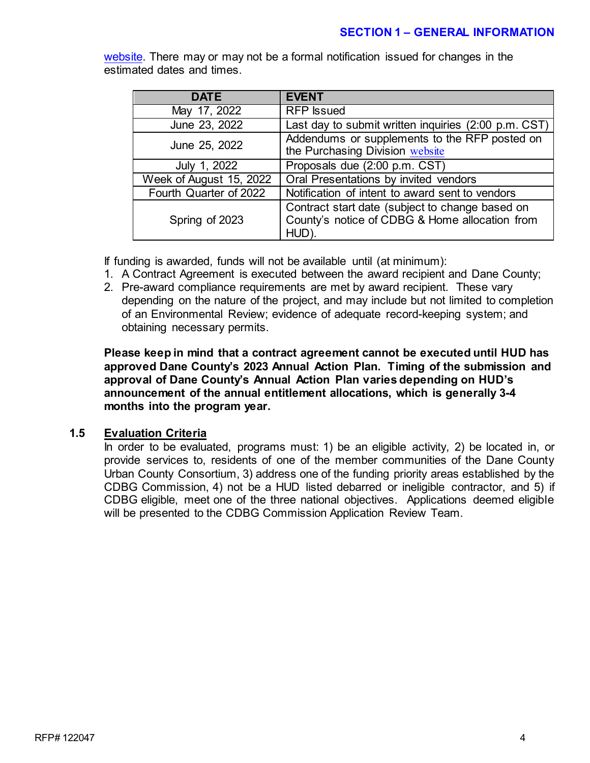website. There may or may not be a formal notification issued for changes in the estimated dates and times.

| DATE | EVENT |
| --- | --- |
| May 17, 2022 | RFP Issued |
| June 23, 2022 | Last day to submit written inquiries (2:00 p.m. CST) |
| June 25, 2022 | Addendums or supplements to the RFP posted on the Purchasing Division website |
| July 1, 2022 | Proposals due (2:00 p.m. CST) |
| Week of August 15, 2022 | Oral Presentations by invited vendors |
| Fourth Quarter of 2022 | Notification of intent to award sent to vendors |
| Spring of 2023 | Contract start date (subject to change based on County's notice of CDBG & Home allocation from HUD). |

If funding is awarded, funds will not be available until (at minimum):

1. A Contract Agreement is executed between the award recipient and Dane County;
2. Pre-award compliance requirements are met by award recipient. These vary depending on the nature of the project, and may include but not limited to completion of an Environmental Review; evidence of adequate record-keeping system; and obtaining necessary permits.

**Please keep in mind that a contract agreement cannot be executed until HUD has approved Dane County's 2023 Annual Action Plan. Timing of the submission and approval of Dane County's Annual Action Plan varies depending on HUD's announcement of the annual entitlement allocations, which is generally 3-4 months into the program year.**

### 1.5 Evaluation Criteria

In order to be evaluated, programs must: 1) be an eligible activity, 2) be located in, or provide services to, residents of one of the member communities of the Dane County Urban County Consortium, 3) address one of the funding priority areas established by the CDBG Commission, 4) not be a HUD listed debarred or ineligible contractor, and 5) if CDBG eligible, meet one of the three national objectives. Applications deemed eligible will be presented to the CDBG Commission Application Review Team.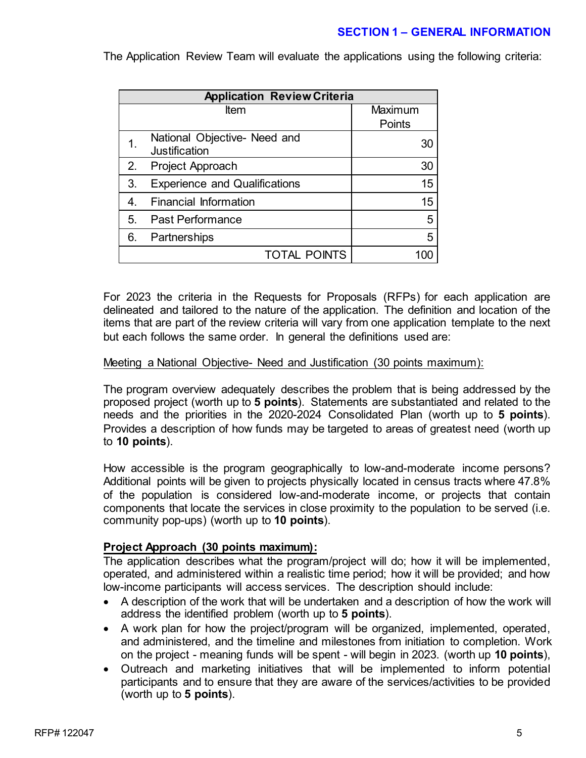The Application Review Team will evaluate the applications using the following criteria:

| Application Review Criteria | | |
|---|---|---|
| | Item | Maximum Points |
| 1. | National Objective- Need and Justification | 30 |
| 2. | Project Approach | 30 |
| 3. | Experience and Qualifications | 15 |
| 4. | Financial Information | 15 |
| 5. | Past Performance | 5 |
| 6. | Partnerships | 5 |
| | TOTAL POINTS | 100 |

For 2023 the criteria in the Requests for Proposals (RFPs) for each application are delineated and tailored to the nature of the application. The definition and location of the items that are part of the review criteria will vary from one application template to the next but each follows the same order. In general the definitions used are:

Meeting a National Objective- Need and Justification (30 points maximum):

The program overview adequately describes the problem that is being addressed by the proposed project (worth up to **5 points**). Statements are substantiated and related to the needs and the priorities in the 2020-2024 Consolidated Plan (worth up to **5 points**). Provides a description of how funds may be targeted to areas of greatest need (worth up to **10 points**).

How accessible is the program geographically to low-and-moderate income persons? Additional points will be given to projects physically located in census tracts where 47.8% of the population is considered low-and-moderate income, or projects that contain components that locate the services in close proximity to the population to be served (i.e. community pop-ups) (worth up to **10 points**).

**Project Approach (30 points maximum):**

The application describes what the program/project will do; how it will be implemented, operated, and administered within a realistic time period; how it will be provided; and how low-income participants will access services. The description should include:

- A description of the work that will be undertaken and a description of how the work will address the identified problem (worth up to **5 points**).
- A work plan for how the project/program will be organized, implemented, operated, and administered, and the timeline and milestones from initiation to completion. Work on the project - meaning funds will be spent - will begin in 2023. (worth up **10 points**),
- Outreach and marketing initiatives that will be implemented to inform potential participants and to ensure that they are aware of the services/activities to be provided (worth up to **5 points**).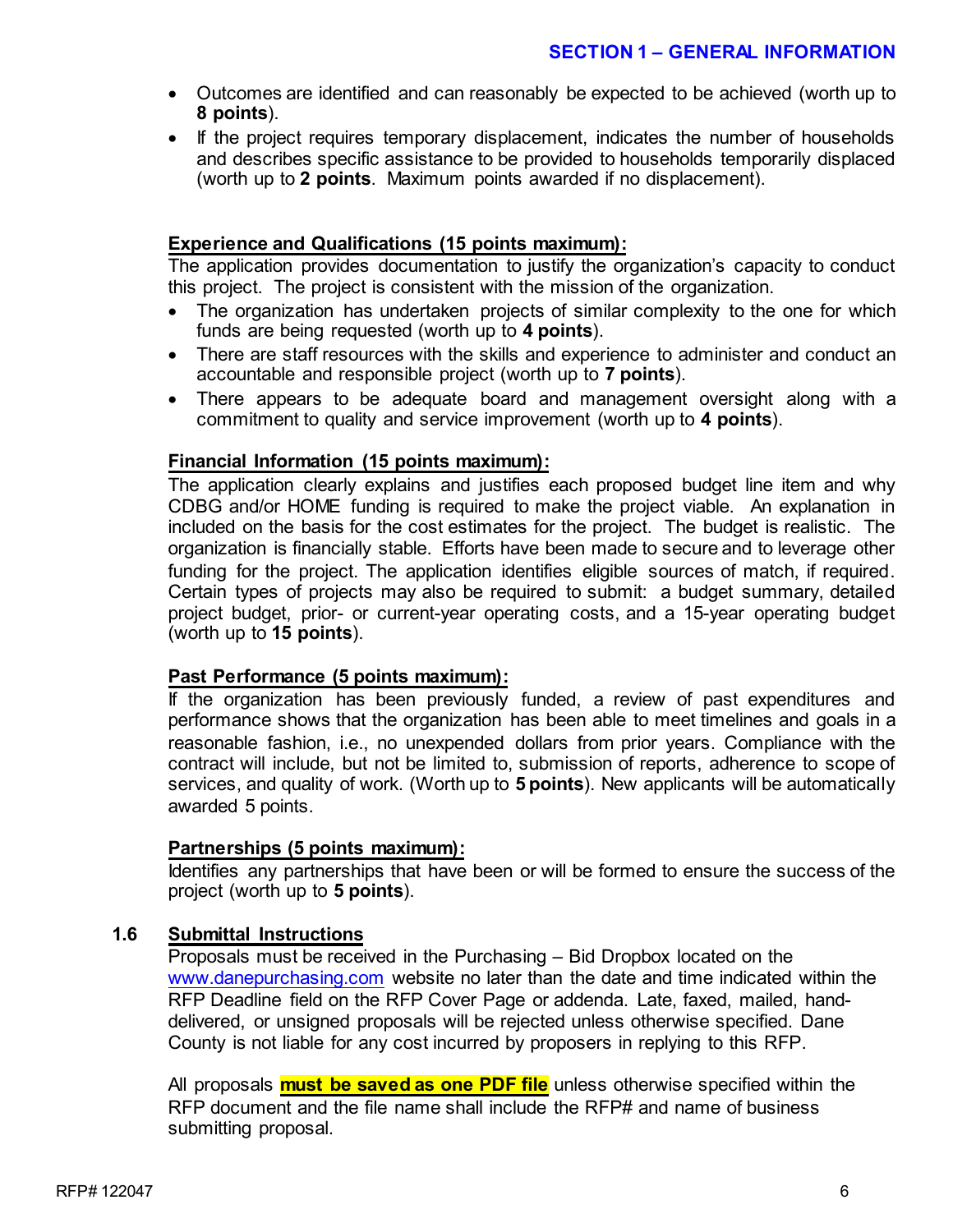- Outcomes are identified and can reasonably be expected to be achieved (worth up to **8 points**).
- If the project requires temporary displacement, indicates the number of households and describes specific assistance to be provided to households temporarily displaced (worth up to **2 points**. Maximum points awarded if no displacement).

**Experience and Qualifications (15 points maximum):**

The application provides documentation to justify the organization's capacity to conduct this project. The project is consistent with the mission of the organization.

- The organization has undertaken projects of similar complexity to the one for which funds are being requested (worth up to **4 points**).
- There are staff resources with the skills and experience to administer and conduct an accountable and responsible project (worth up to **7 points**).
- There appears to be adequate board and management oversight along with a commitment to quality and service improvement (worth up to **4 points**).

**Financial Information (15 points maximum):**

The application clearly explains and justifies each proposed budget line item and why CDBG and/or HOME funding is required to make the project viable. An explanation in included on the basis for the cost estimates for the project. The budget is realistic. The organization is financially stable. Efforts have been made to secure and to leverage other funding for the project. The application identifies eligible sources of match, if required. Certain types of projects may also be required to submit: a budget summary, detailed project budget, prior- or current-year operating costs, and a 15-year operating budget (worth up to **15 points**).

**Past Performance (5 points maximum):**

If the organization has been previously funded, a review of past expenditures and performance shows that the organization has been able to meet timelines and goals in a reasonable fashion, i.e., no unexpended dollars from prior years. Compliance with the contract will include, but not be limited to, submission of reports, adherence to scope of services, and quality of work. (Worth up to **5 points**). New applicants will be automatically awarded 5 points.

**Partnerships (5 points maximum):**

Identifies any partnerships that have been or will be formed to ensure the success of the project (worth up to **5 points**).

## 1.6 Submittal Instructions

Proposals must be received in the Purchasing – Bid Dropbox located on the www.danepurchasing.com website no later than the date and time indicated within the RFP Deadline field on the RFP Cover Page or addenda. Late, faxed, mailed, hand-delivered, or unsigned proposals will be rejected unless otherwise specified. Dane County is not liable for any cost incurred by proposers in replying to this RFP.

All proposals **must be saved as one PDF file** unless otherwise specified within the RFP document and the file name shall include the RFP# and name of business submitting proposal.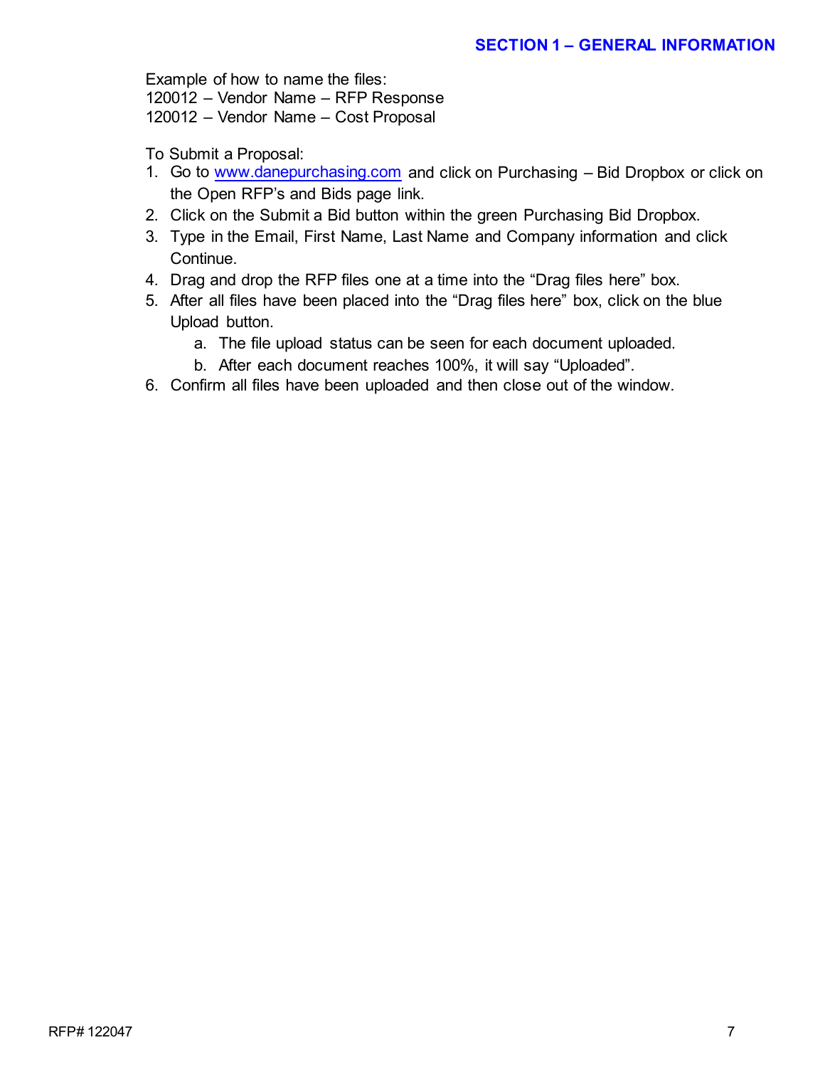Example of how to name the files:
120012 – Vendor Name – RFP Response
120012 – Vendor Name – Cost Proposal

To Submit a Proposal:

1. Go to www.danepurchasing.com and click on Purchasing – Bid Dropbox or click on the Open RFP's and Bids page link.
2. Click on the Submit a Bid button within the green Purchasing Bid Dropbox.
3. Type in the Email, First Name, Last Name and Company information and click Continue.
4. Drag and drop the RFP files one at a time into the "Drag files here" box.
5. After all files have been placed into the "Drag files here" box, click on the blue Upload button.
   a. The file upload status can be seen for each document uploaded.
   b. After each document reaches 100%, it will say "Uploaded".
6. Confirm all files have been uploaded and then close out of the window.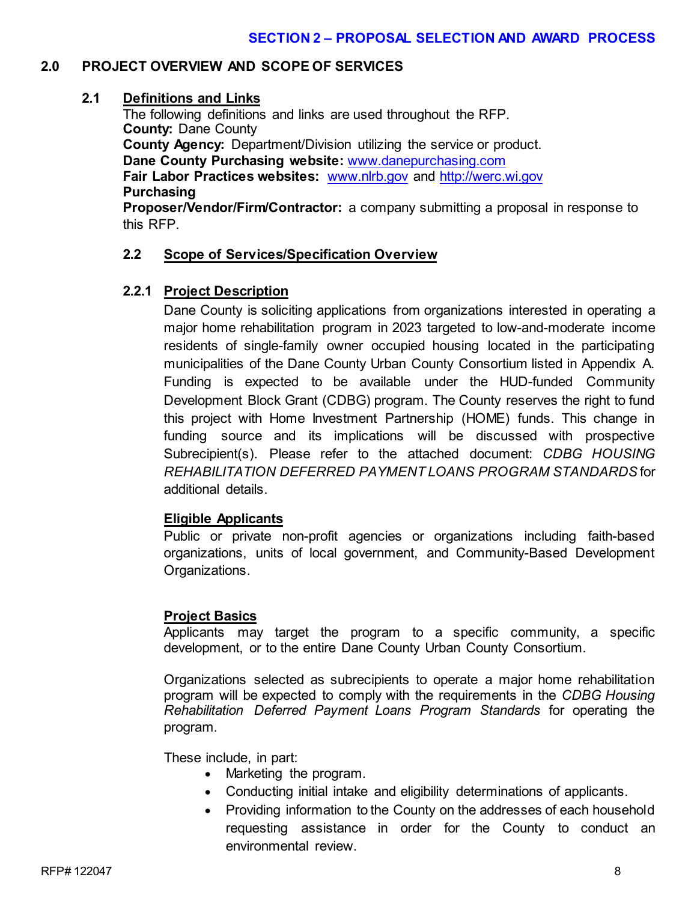## SECTION 2 – PROPOSAL SELECTION AND AWARD PROCESS

## 2.0 PROJECT OVERVIEW AND SCOPE OF SERVICES

### 2.1 Definitions and Links

The following definitions and links are used throughout the RFP.

**County:** Dane County

**County Agency:** Department/Division utilizing the service or product.

**Dane County Purchasing website:** www.danepurchasing.com

**Fair Labor Practices websites:** www.nlrb.gov and http://werc.wi.gov

**Purchasing**

**Proposer/Vendor/Firm/Contractor:** a company submitting a proposal in response to this RFP.

### 2.2 Scope of Services/Specification Overview

#### 2.2.1 Project Description

Dane County is soliciting applications from organizations interested in operating a major home rehabilitation program in 2023 targeted to low-and-moderate income residents of single-family owner occupied housing located in the participating municipalities of the Dane County Urban County Consortium listed in Appendix A. Funding is expected to be available under the HUD-funded Community Development Block Grant (CDBG) program. The County reserves the right to fund this project with Home Investment Partnership (HOME) funds. This change in funding source and its implications will be discussed with prospective Subrecipient(s). Please refer to the attached document: *CDBG HOUSING REHABILITATION DEFERRED PAYMENT LOANS PROGRAM STANDARDS* for additional details.

**Eligible Applicants**

Public or private non-profit agencies or organizations including faith-based organizations, units of local government, and Community-Based Development Organizations.

**Project Basics**

Applicants may target the program to a specific community, a specific development, or to the entire Dane County Urban County Consortium.

Organizations selected as subrecipients to operate a major home rehabilitation program will be expected to comply with the requirements in the *CDBG Housing Rehabilitation Deferred Payment Loans Program Standards* for operating the program.

These include, in part:

- Marketing the program.
- Conducting initial intake and eligibility determinations of applicants.
- Providing information to the County on the addresses of each household requesting assistance in order for the County to conduct an environmental review.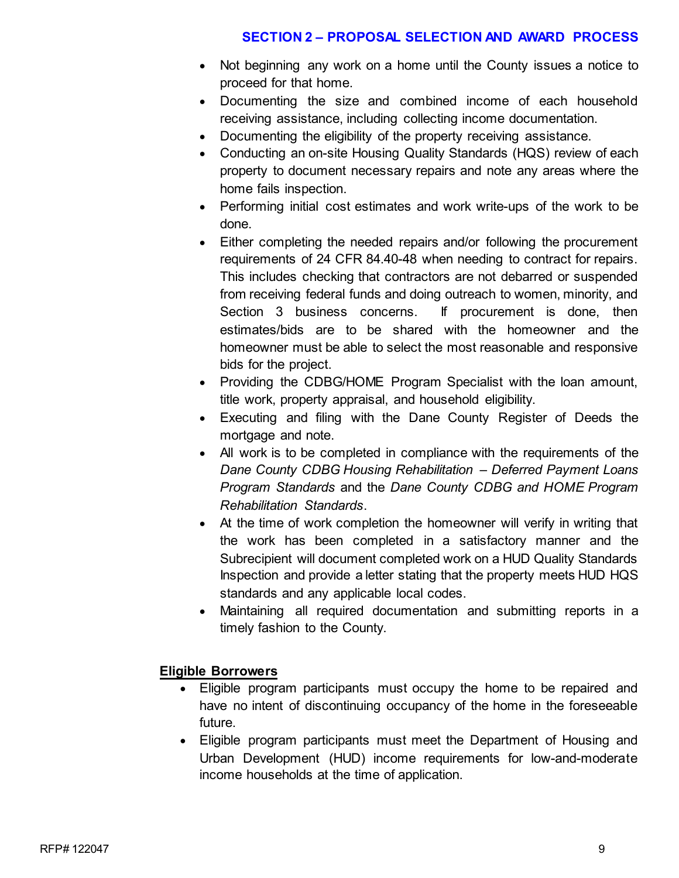- Not beginning any work on a home until the County issues a notice to proceed for that home.
- Documenting the size and combined income of each household receiving assistance, including collecting income documentation.
- Documenting the eligibility of the property receiving assistance.
- Conducting an on-site Housing Quality Standards (HQS) review of each property to document necessary repairs and note any areas where the home fails inspection.
- Performing initial cost estimates and work write-ups of the work to be done.
- Either completing the needed repairs and/or following the procurement requirements of 24 CFR 84.40-48 when needing to contract for repairs. This includes checking that contractors are not debarred or suspended from receiving federal funds and doing outreach to women, minority, and Section 3 business concerns. If procurement is done, then estimates/bids are to be shared with the homeowner and the homeowner must be able to select the most reasonable and responsive bids for the project.
- Providing the CDBG/HOME Program Specialist with the loan amount, title work, property appraisal, and household eligibility.
- Executing and filing with the Dane County Register of Deeds the mortgage and note.
- All work is to be completed in compliance with the requirements of the *Dane County CDBG Housing Rehabilitation – Deferred Payment Loans Program Standards* and the *Dane County CDBG and HOME Program Rehabilitation Standards*.
- At the time of work completion the homeowner will verify in writing that the work has been completed in a satisfactory manner and the Subrecipient will document completed work on a HUD Quality Standards Inspection and provide a letter stating that the property meets HUD HQS standards and any applicable local codes.
- Maintaining all required documentation and submitting reports in a timely fashion to the County.

**Eligible Borrowers**

- Eligible program participants must occupy the home to be repaired and have no intent of discontinuing occupancy of the home in the foreseeable future.
- Eligible program participants must meet the Department of Housing and Urban Development (HUD) income requirements for low-and-moderate income households at the time of application.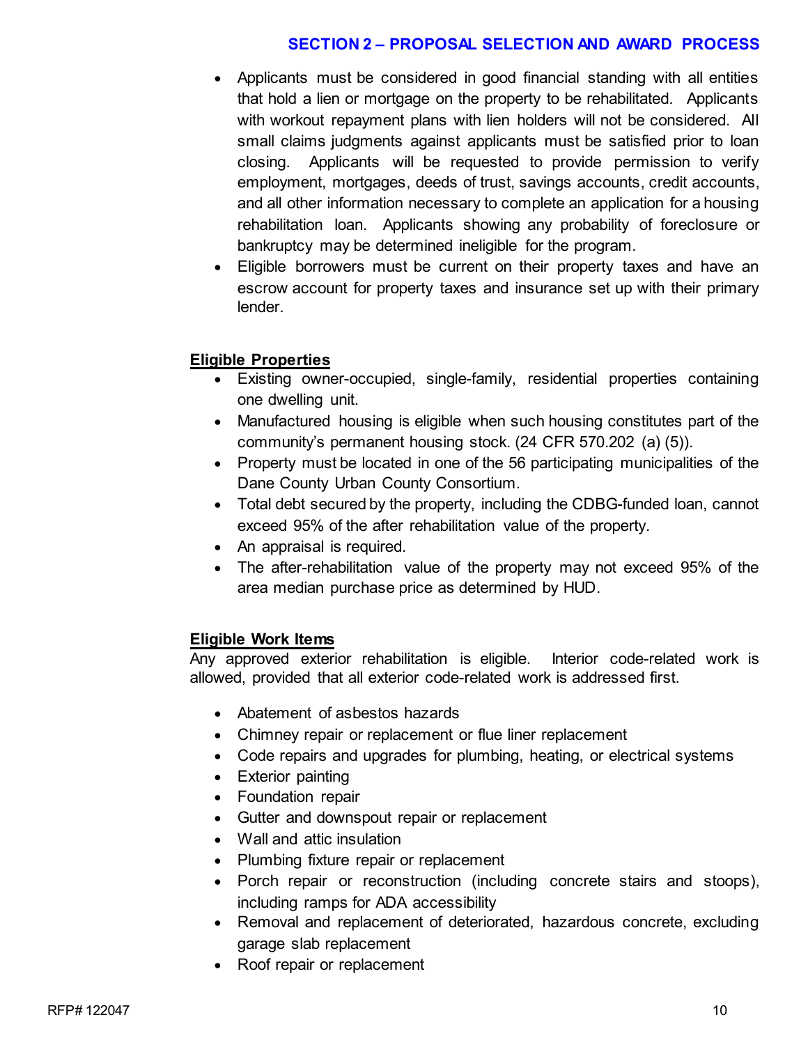- Applicants must be considered in good financial standing with all entities that hold a lien or mortgage on the property to be rehabilitated. Applicants with workout repayment plans with lien holders will not be considered. All small claims judgments against applicants must be satisfied prior to loan closing. Applicants will be requested to provide permission to verify employment, mortgages, deeds of trust, savings accounts, credit accounts, and all other information necessary to complete an application for a housing rehabilitation loan. Applicants showing any probability of foreclosure or bankruptcy may be determined ineligible for the program.
- Eligible borrowers must be current on their property taxes and have an escrow account for property taxes and insurance set up with their primary lender.

**Eligible Properties**

- Existing owner-occupied, single-family, residential properties containing one dwelling unit.
- Manufactured housing is eligible when such housing constitutes part of the community's permanent housing stock. (24 CFR 570.202 (a) (5)).
- Property must be located in one of the 56 participating municipalities of the Dane County Urban County Consortium.
- Total debt secured by the property, including the CDBG-funded loan, cannot exceed 95% of the after rehabilitation value of the property.
- An appraisal is required.
- The after-rehabilitation value of the property may not exceed 95% of the area median purchase price as determined by HUD.

**Eligible Work Items**

Any approved exterior rehabilitation is eligible. Interior code-related work is allowed, provided that all exterior code-related work is addressed first.

- Abatement of asbestos hazards
- Chimney repair or replacement or flue liner replacement
- Code repairs and upgrades for plumbing, heating, or electrical systems
- Exterior painting
- Foundation repair
- Gutter and downspout repair or replacement
- Wall and attic insulation
- Plumbing fixture repair or replacement
- Porch repair or reconstruction (including concrete stairs and stoops), including ramps for ADA accessibility
- Removal and replacement of deteriorated, hazardous concrete, excluding garage slab replacement
- Roof repair or replacement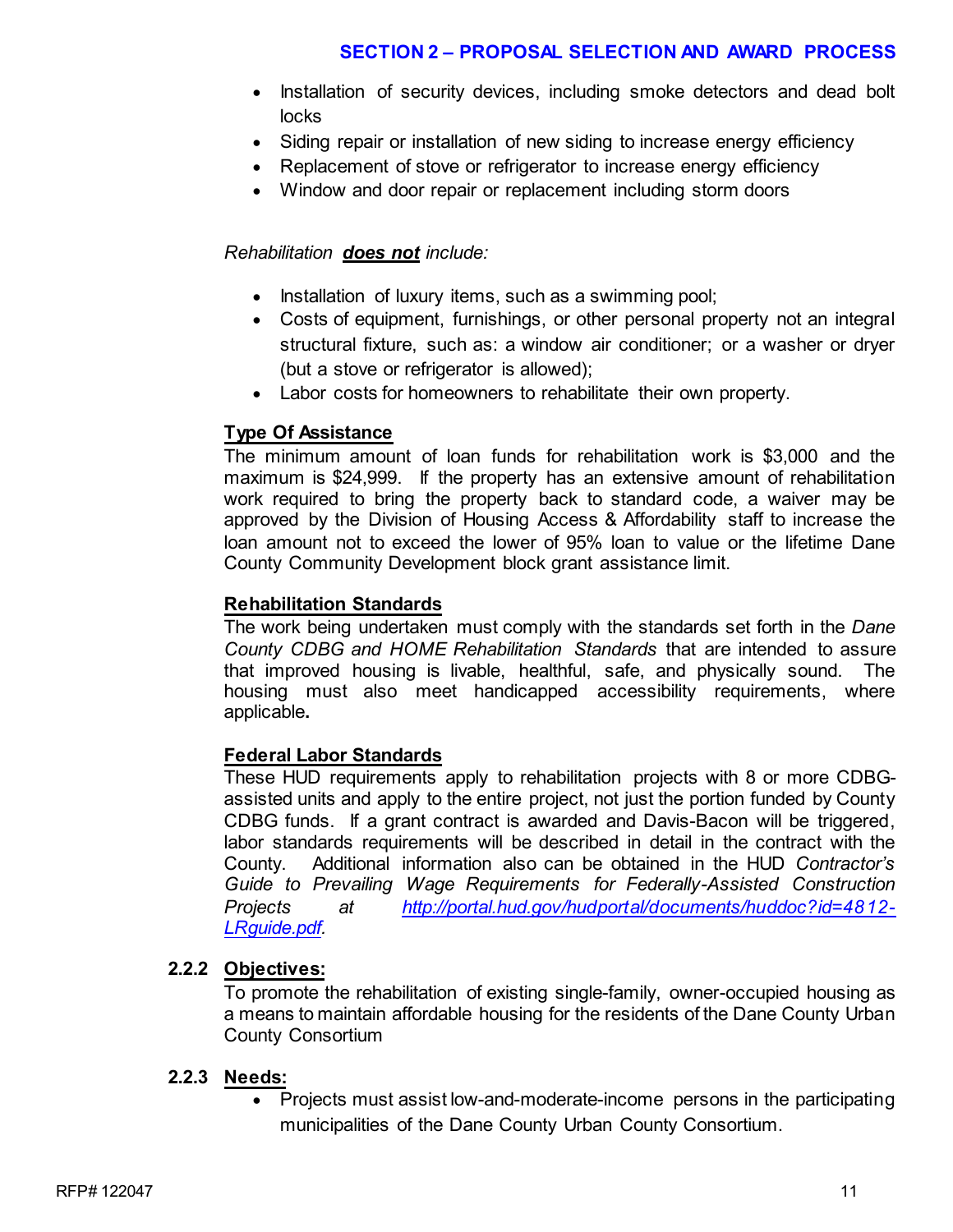- Installation of security devices, including smoke detectors and dead bolt locks
- Siding repair or installation of new siding to increase energy efficiency
- Replacement of stove or refrigerator to increase energy efficiency
- Window and door repair or replacement including storm doors

*Rehabilitation **does not** include:*

- Installation of luxury items, such as a swimming pool;
- Costs of equipment, furnishings, or other personal property not an integral structural fixture, such as: a window air conditioner; or a washer or dryer (but a stove or refrigerator is allowed);
- Labor costs for homeowners to rehabilitate their own property.

**Type Of Assistance**

The minimum amount of loan funds for rehabilitation work is $3,000 and the maximum is $24,999. If the property has an extensive amount of rehabilitation work required to bring the property back to standard code, a waiver may be approved by the Division of Housing Access & Affordability staff to increase the loan amount not to exceed the lower of 95% loan to value or the lifetime Dane County Community Development block grant assistance limit.

**Rehabilitation Standards**

The work being undertaken must comply with the standards set forth in the *Dane County CDBG and HOME Rehabilitation Standards* that are intended to assure that improved housing is livable, healthful, safe, and physically sound. The housing must also meet handicapped accessibility requirements, where applicable**.**

**Federal Labor Standards**

These HUD requirements apply to rehabilitation projects with 8 or more CDBG-assisted units and apply to the entire project, not just the portion funded by County CDBG funds. If a grant contract is awarded and Davis-Bacon will be triggered, labor standards requirements will be described in detail in the contract with the County. Additional information also can be obtained in the HUD *Contractor's Guide to Prevailing Wage Requirements for Federally-Assisted Construction Projects* at http://portal.hud.gov/hudportal/documents/huddoc?id=4812-LRguide.pdf.

### 2.2.2 Objectives:

To promote the rehabilitation of existing single-family, owner-occupied housing as a means to maintain affordable housing for the residents of the Dane County Urban County Consortium

### 2.2.3 Needs:

- Projects must assist low-and-moderate-income persons in the participating municipalities of the Dane County Urban County Consortium.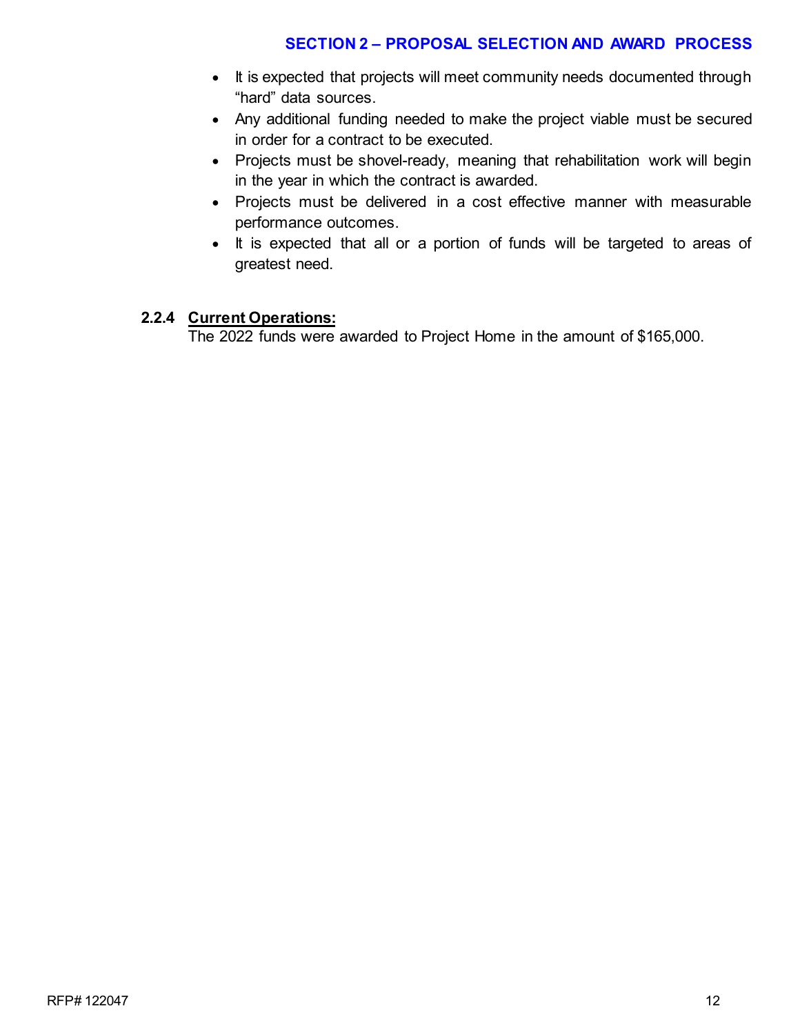- It is expected that projects will meet community needs documented through "hard" data sources.
- Any additional funding needed to make the project viable must be secured in order for a contract to be executed.
- Projects must be shovel-ready, meaning that rehabilitation work will begin in the year in which the contract is awarded.
- Projects must be delivered in a cost effective manner with measurable performance outcomes.
- It is expected that all or a portion of funds will be targeted to areas of greatest need.

### 2.2.4 Current Operations:

The 2022 funds were awarded to Project Home in the amount of $165,000.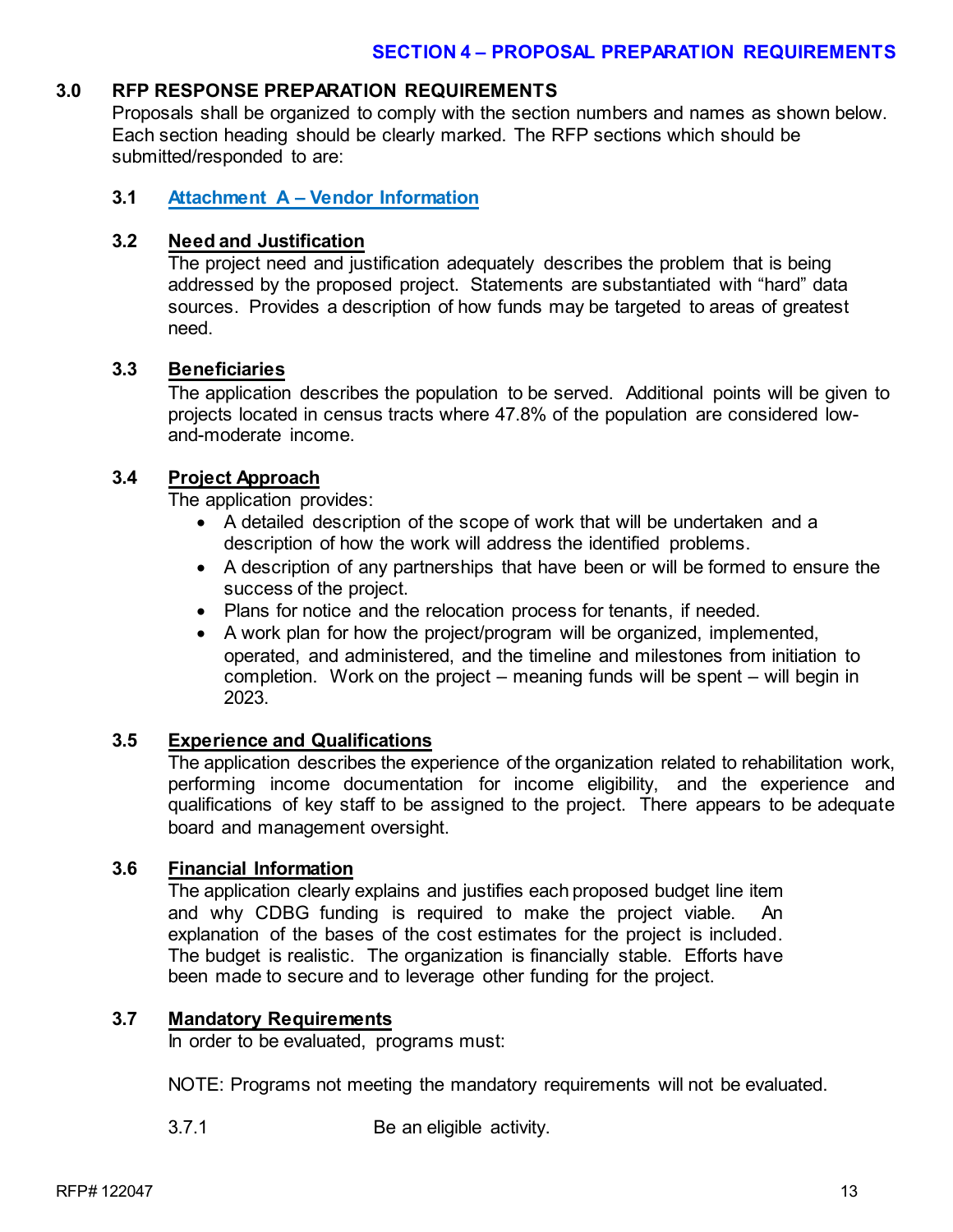## SECTION 4 – PROPOSAL PREPARATION REQUIREMENTS

### 3.0 RFP RESPONSE PREPARATION REQUIREMENTS

Proposals shall be organized to comply with the section numbers and names as shown below. Each section heading should be clearly marked. The RFP sections which should be submitted/responded to are:

#### 3.1 Attachment A – Vendor Information

#### 3.2 Need and Justification

The project need and justification adequately describes the problem that is being addressed by the proposed project. Statements are substantiated with "hard" data sources. Provides a description of how funds may be targeted to areas of greatest need.

#### 3.3 Beneficiaries

The application describes the population to be served. Additional points will be given to projects located in census tracts where 47.8% of the population are considered low-and-moderate income.

#### 3.4 Project Approach

The application provides:

- A detailed description of the scope of work that will be undertaken and a description of how the work will address the identified problems.
- A description of any partnerships that have been or will be formed to ensure the success of the project.
- Plans for notice and the relocation process for tenants, if needed.
- A work plan for how the project/program will be organized, implemented, operated, and administered, and the timeline and milestones from initiation to completion. Work on the project – meaning funds will be spent – will begin in 2023.

#### 3.5 Experience and Qualifications

The application describes the experience of the organization related to rehabilitation work, performing income documentation for income eligibility, and the experience and qualifications of key staff to be assigned to the project. There appears to be adequate board and management oversight.

#### 3.6 Financial Information

The application clearly explains and justifies each proposed budget line item and why CDBG funding is required to make the project viable. An explanation of the bases of the cost estimates for the project is included. The budget is realistic. The organization is financially stable. Efforts have been made to secure and to leverage other funding for the project.

#### 3.7 Mandatory Requirements

In order to be evaluated, programs must:

NOTE: Programs not meeting the mandatory requirements will not be evaluated.

3.7.1 Be an eligible activity.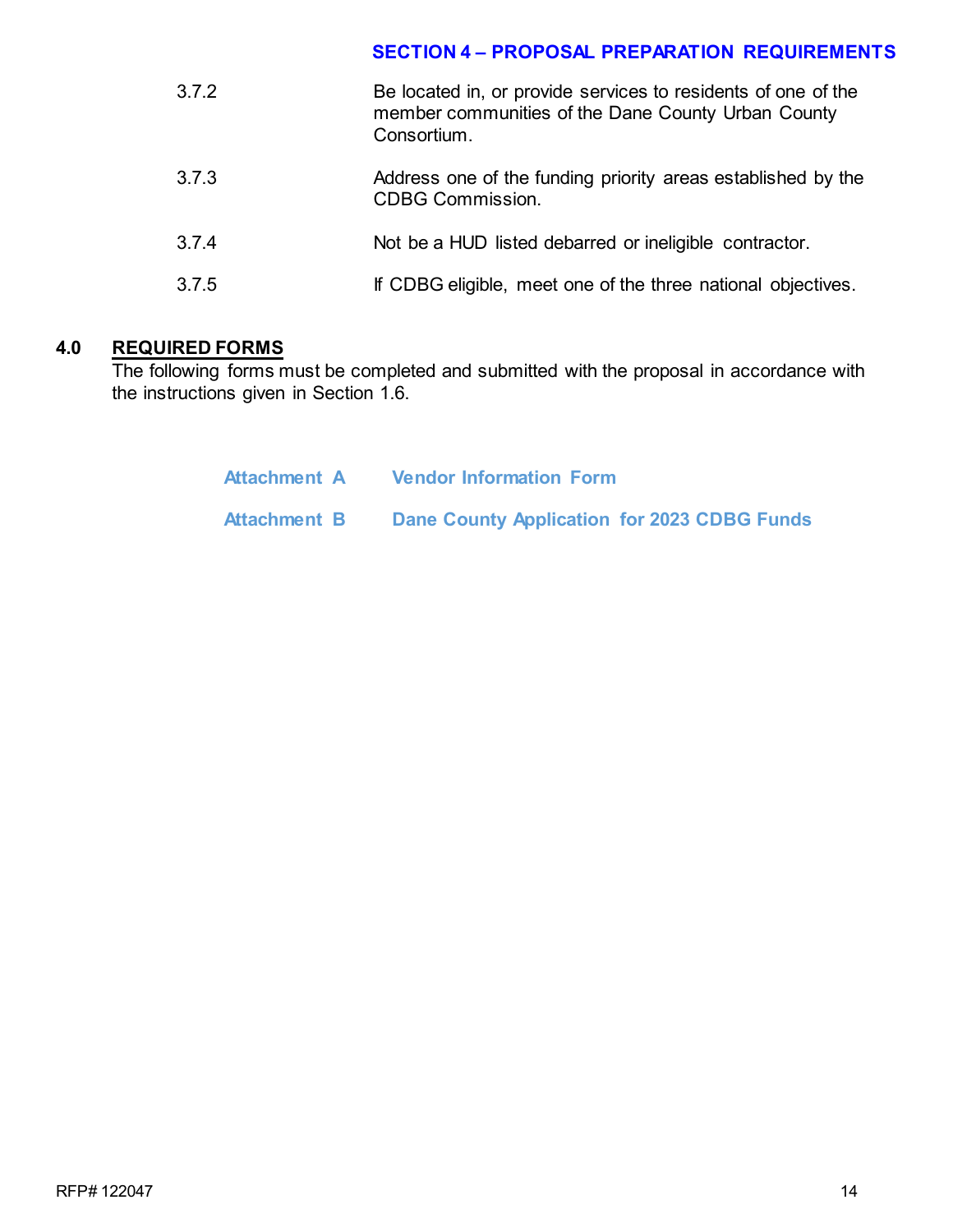## SECTION 4 – PROPOSAL PREPARATION REQUIREMENTS

3.7.2 Be located in, or provide services to residents of one of the member communities of the Dane County Urban County Consortium.

3.7.3 Address one of the funding priority areas established by the CDBG Commission.

3.7.4 Not be a HUD listed debarred or ineligible contractor.

3.7.5 If CDBG eligible, meet one of the three national objectives.

**4.0 REQUIRED FORMS**

The following forms must be completed and submitted with the proposal in accordance with the instructions given in Section 1.6.

**Attachment A Vendor Information Form**

**Attachment B Dane County Application for 2023 CDBG Funds**

RFP# 122047